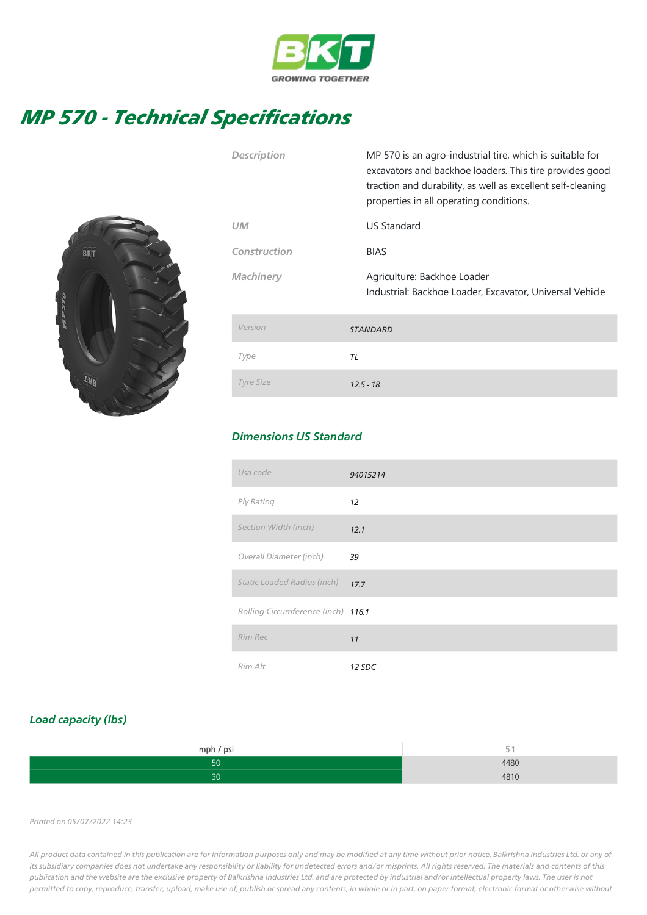BKT

GROWING TOGETHER

# MP 570 - Technical Specifications

| | |
|---|---|
| *Description* | MP 570 is an agro-industrial tire, which is suitable for excavators and backhoe loaders. This tire provides good traction and durability, as well as excellent self-cleaning properties in all operating conditions. |
| *UM* | US Standard |
| *Construction* | BIAS |
| *Machinery* | Agriculture: Backhoe Loader<br>Industrial: Backhoe Loader, Excavator, Universal Vehicle |

| | |
|---|---|
| *Version* | *STANDARD* |
| *Type* | *TL* |
| *Tyre Size* | *12.5 - 18* |

## *Dimensions US Standard*

| | |
|---|---|
| *Usa code* | *94015214* |
| *Ply Rating* | *12* |
| *Section Width (inch)* | *12.1* |
| *Overall Diameter (inch)* | *39* |
| *Static Loaded Radius (inch)* | *17.7* |
| *Rolling Circumference (inch)* | *116.1* |
| *Rim Rec* | *11* |
| *Rim Alt* | *12 SDC* |

## *Load capacity (lbs)*

| mph / psi | 51 |
|---|---|
| 50 | 4480 |
| 30 | 4810 |

*Printed on 05/07/2022 14:23*

*All product data contained in this publication are for information purposes only and may be modified at any time without prior notice. Balkrishna Industries Ltd. or any of its subsidiary companies does not undertake any responsibility or liability for undetected errors and/or misprints. All rights reserved. The materials and contents of this publication and the website are the exclusive property of Balkrishna Industries Ltd. and are protected by industrial and/or intellectual property laws. The user is not permitted to copy, reproduce, transfer, upload, make use of, publish or spread any contents, in whole or in part, on paper format, electronic format or otherwise without*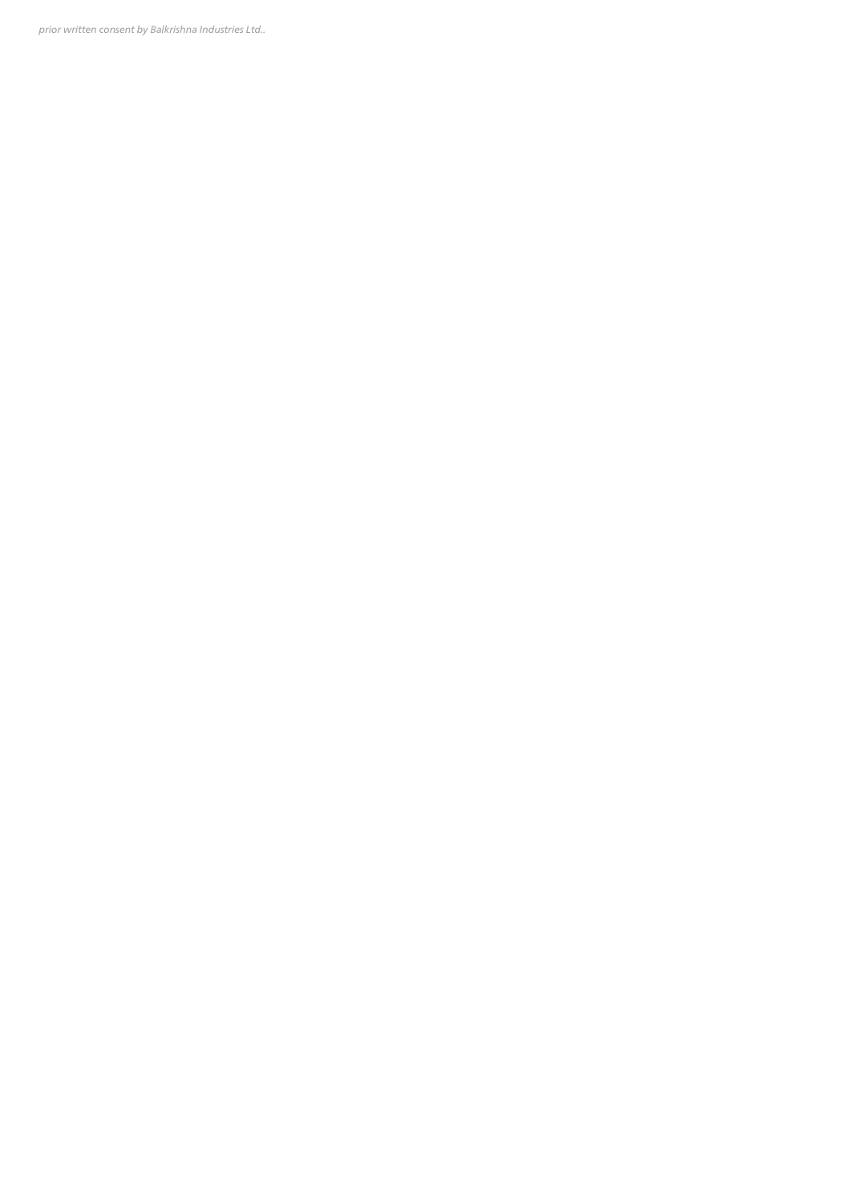*prior written consent by Balkrishna Industries Ltd..*